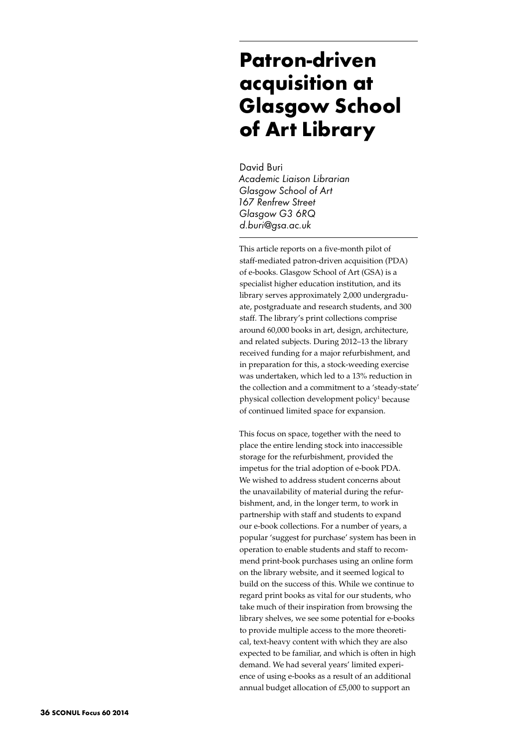# Patron-driven acquisition at Glasgow School of Art Library

David Buri
*Academic Liaison Librarian*
*Glasgow School of Art*
*167 Renfrew Street*
*Glasgow G3 6RQ*
*d.buri@gsa.ac.uk*

This article reports on a five-month pilot of staff-mediated patron-driven acquisition (PDA) of e-books. Glasgow School of Art (GSA) is a specialist higher education institution, and its library serves approximately 2,000 undergraduate, postgraduate and research students, and 300 staff. The library's print collections comprise around 60,000 books in art, design, architecture, and related subjects. During 2012–13 the library received funding for a major refurbishment, and in preparation for this, a stock-weeding exercise was undertaken, which led to a 13% reduction in the collection and a commitment to a 'steady-state' physical collection development policy[1] because of continued limited space for expansion.

This focus on space, together with the need to place the entire lending stock into inaccessible storage for the refurbishment, provided the impetus for the trial adoption of e-book PDA. We wished to address student concerns about the unavailability of material during the refurbishment, and, in the longer term, to work in partnership with staff and students to expand our e-book collections. For a number of years, a popular 'suggest for purchase' system has been in operation to enable students and staff to recommend print-book purchases using an online form on the library website, and it seemed logical to build on the success of this. While we continue to regard print books as vital for our students, who take much of their inspiration from browsing the library shelves, we see some potential for e-books to provide multiple access to the more theoretical, text-heavy content with which they are also expected to be familiar, and which is often in high demand. We had several years' limited experience of using e-books as a result of an additional annual budget allocation of £5,000 to support an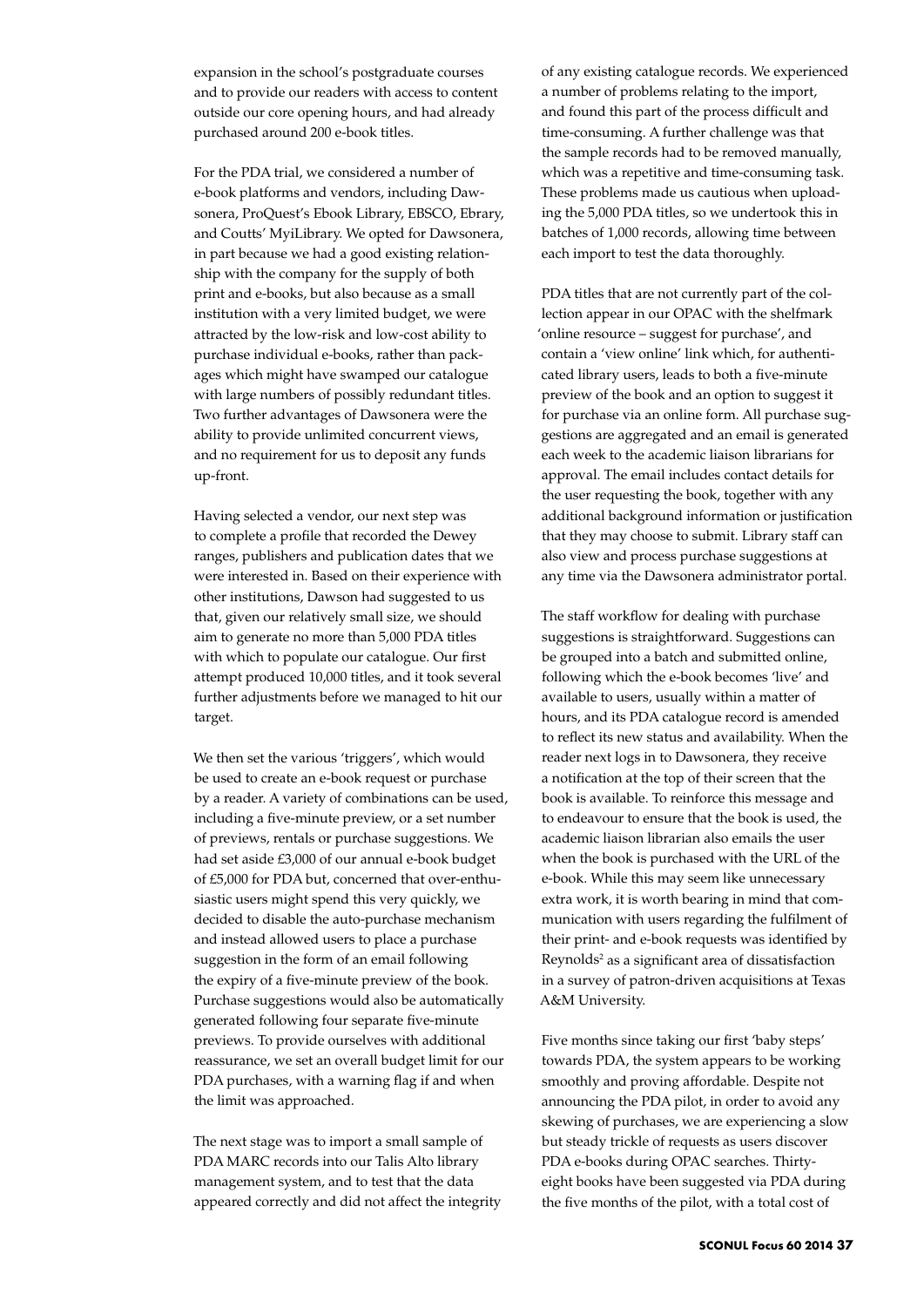expansion in the school's postgraduate courses and to provide our readers with access to content outside our core opening hours, and had already purchased around 200 e-book titles.

For the PDA trial, we considered a number of e-book platforms and vendors, including Dawsonera, ProQuest's Ebook Library, EBSCO, Ebrary, and Coutts' MyiLibrary. We opted for Dawsonera, in part because we had a good existing relationship with the company for the supply of both print and e-books, but also because as a small institution with a very limited budget, we were attracted by the low-risk and low-cost ability to purchase individual e-books, rather than packages which might have swamped our catalogue with large numbers of possibly redundant titles. Two further advantages of Dawsonera were the ability to provide unlimited concurrent views, and no requirement for us to deposit any funds up-front.

Having selected a vendor, our next step was to complete a profile that recorded the Dewey ranges, publishers and publication dates that we were interested in. Based on their experience with other institutions, Dawson had suggested to us that, given our relatively small size, we should aim to generate no more than 5,000 PDA titles with which to populate our catalogue. Our first attempt produced 10,000 titles, and it took several further adjustments before we managed to hit our target.

We then set the various 'triggers', which would be used to create an e-book request or purchase by a reader. A variety of combinations can be used, including a five-minute preview, or a set number of previews, rentals or purchase suggestions. We had set aside £3,000 of our annual e-book budget of £5,000 for PDA but, concerned that over-enthusiastic users might spend this very quickly, we decided to disable the auto-purchase mechanism and instead allowed users to place a purchase suggestion in the form of an email following the expiry of a five-minute preview of the book. Purchase suggestions would also be automatically generated following four separate five-minute previews. To provide ourselves with additional reassurance, we set an overall budget limit for our PDA purchases, with a warning flag if and when the limit was approached.

The next stage was to import a small sample of PDA MARC records into our Talis Alto library management system, and to test that the data appeared correctly and did not affect the integrity of any existing catalogue records. We experienced a number of problems relating to the import, and found this part of the process difficult and time-consuming. A further challenge was that the sample records had to be removed manually, which was a repetitive and time-consuming task. These problems made us cautious when uploading the 5,000 PDA titles, so we undertook this in batches of 1,000 records, allowing time between each import to test the data thoroughly.

PDA titles that are not currently part of the collection appear in our OPAC with the shelfmark 'online resource – suggest for purchase', and contain a 'view online' link which, for authenticated library users, leads to both a five-minute preview of the book and an option to suggest it for purchase via an online form. All purchase suggestions are aggregated and an email is generated each week to the academic liaison librarians for approval. The email includes contact details for the user requesting the book, together with any additional background information or justification that they may choose to submit. Library staff can also view and process purchase suggestions at any time via the Dawsonera administrator portal.

The staff workflow for dealing with purchase suggestions is straightforward. Suggestions can be grouped into a batch and submitted online, following which the e-book becomes 'live' and available to users, usually within a matter of hours, and its PDA catalogue record is amended to reflect its new status and availability. When the reader next logs in to Dawsonera, they receive a notification at the top of their screen that the book is available. To reinforce this message and to endeavour to ensure that the book is used, the academic liaison librarian also emails the user when the book is purchased with the URL of the e-book. While this may seem like unnecessary extra work, it is worth bearing in mind that communication with users regarding the fulfilment of their print- and e-book requests was identified by Reynolds[2] as a significant area of dissatisfaction in a survey of patron-driven acquisitions at Texas A&M University.

Five months since taking our first 'baby steps' towards PDA, the system appears to be working smoothly and proving affordable. Despite not announcing the PDA pilot, in order to avoid any skewing of purchases, we are experiencing a slow but steady trickle of requests as users discover PDA e-books during OPAC searches. Thirty-eight books have been suggested via PDA during the five months of the pilot, with a total cost of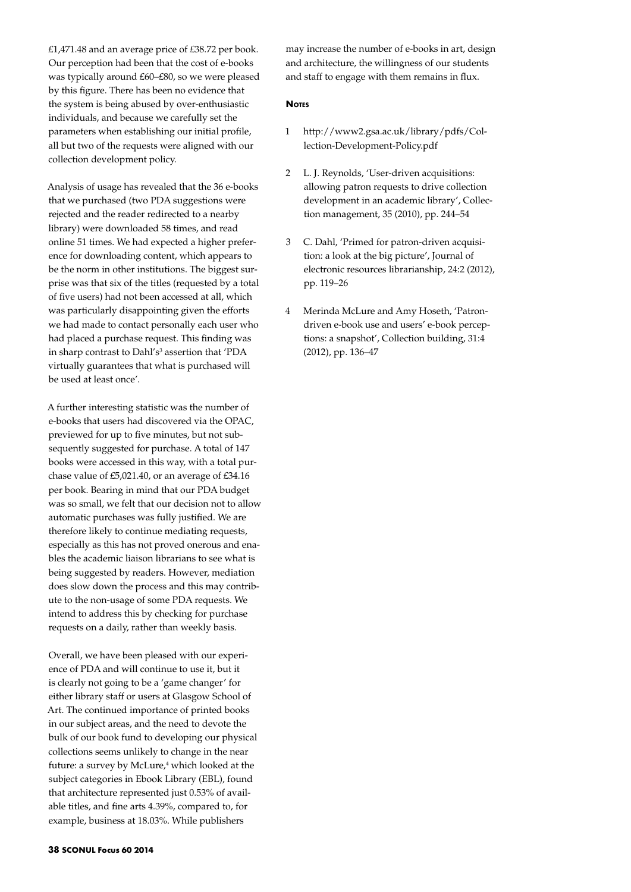£1,471.48 and an average price of £38.72 per book. Our perception had been that the cost of e-books was typically around £60–£80, so we were pleased by this figure. There has been no evidence that the system is being abused by over-enthusiastic individuals, and because we carefully set the parameters when establishing our initial profile, all but two of the requests were aligned with our collection development policy.

Analysis of usage has revealed that the 36 e-books that we purchased (two PDA suggestions were rejected and the reader redirected to a nearby library) were downloaded 58 times, and read online 51 times. We had expected a higher preference for downloading content, which appears to be the norm in other institutions. The biggest surprise was that six of the titles (requested by a total of five users) had not been accessed at all, which was particularly disappointing given the efforts we had made to contact personally each user who had placed a purchase request. This finding was in sharp contrast to Dahl's[3] assertion that 'PDA virtually guarantees that what is purchased will be used at least once'.

A further interesting statistic was the number of e-books that users had discovered via the OPAC, previewed for up to five minutes, but not subsequently suggested for purchase. A total of 147 books were accessed in this way, with a total purchase value of £5,021.40, or an average of £34.16 per book. Bearing in mind that our PDA budget was so small, we felt that our decision not to allow automatic purchases was fully justified. We are therefore likely to continue mediating requests, especially as this has not proved onerous and enables the academic liaison librarians to see what is being suggested by readers. However, mediation does slow down the process and this may contribute to the non-usage of some PDA requests. We intend to address this by checking for purchase requests on a daily, rather than weekly basis.

Overall, we have been pleased with our experience of PDA and will continue to use it, but it is clearly not going to be a 'game changer' for either library staff or users at Glasgow School of Art. The continued importance of printed books in our subject areas, and the need to devote the bulk of our book fund to developing our physical collections seems unlikely to change in the near future: a survey by McLure,[4] which looked at the subject categories in Ebook Library (EBL), found that architecture represented just 0.53% of available titles, and fine arts 4.39%, compared to, for example, business at 18.03%. While publishers may increase the number of e-books in art, design and architecture, the willingness of our students and staff to engage with them remains in flux.

## Notes

1. http://www2.gsa.ac.uk/library/pdfs/Collection-Development-Policy.pdf
2. L. J. Reynolds, 'User-driven acquisitions: allowing patron requests to drive collection development in an academic library', Collection management, 35 (2010), pp. 244–54
3. C. Dahl, 'Primed for patron-driven acquisition: a look at the big picture', Journal of electronic resources librarianship, 24:2 (2012), pp. 119–26
4. Merinda McLure and Amy Hoseth, 'Patron-driven e-book use and users' e-book perceptions: a snapshot', Collection building, 31:4 (2012), pp. 136–47